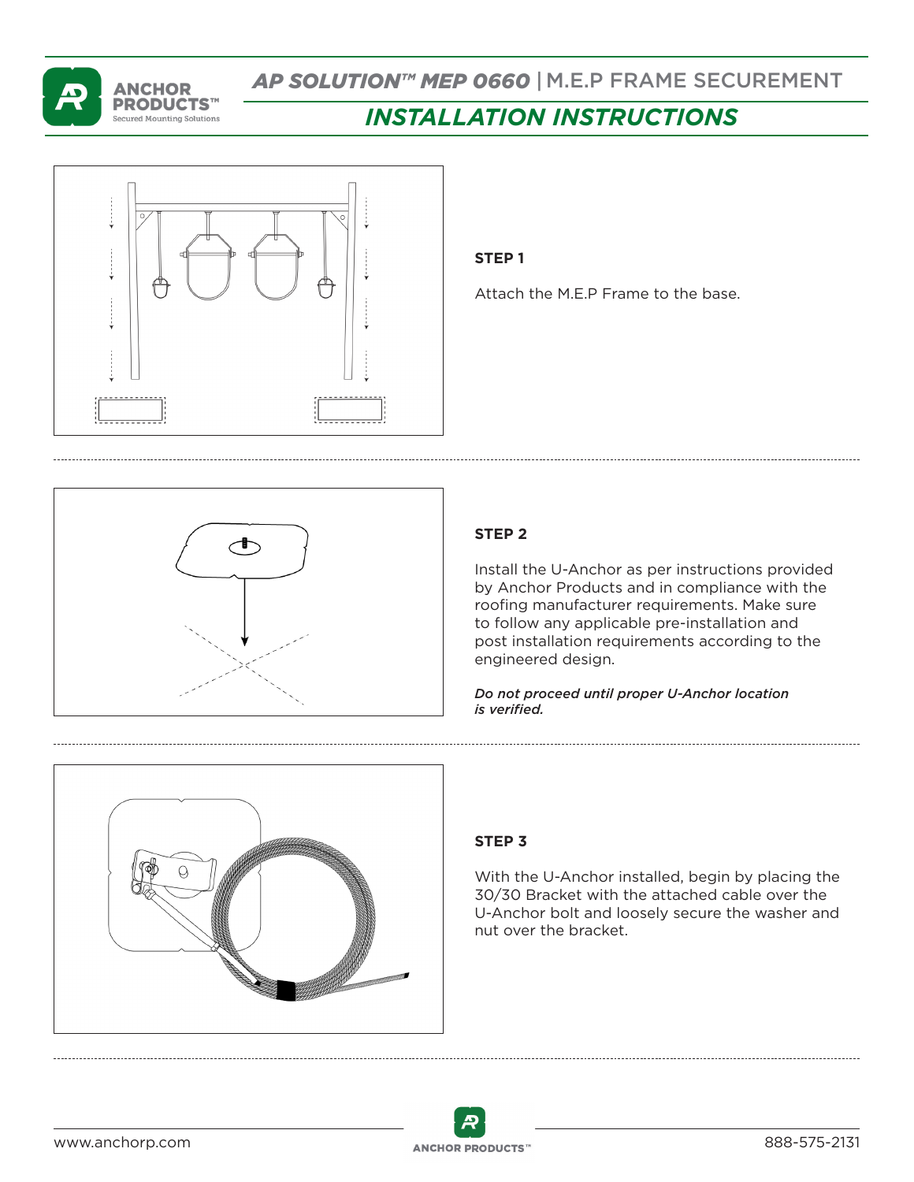# AP SOLUTION™ MEP 0660 | M.E.P FRAME SECUREMENT

## INSTALLATION INSTRUCTIONS

**STEP 1**

Attach the M.E.P Frame to the base.

**STEP 2**

Install the U-Anchor as per instructions provided by Anchor Products and in compliance with the roofing manufacturer requirements. Make sure to follow any applicable pre-installation and post installation requirements according to the engineered design.

*Do not proceed until proper U-Anchor location is verified.*

**STEP 3**

With the U-Anchor installed, begin by placing the 30/30 Bracket with the attached cable over the U-Anchor bolt and loosely secure the washer and nut over the bracket.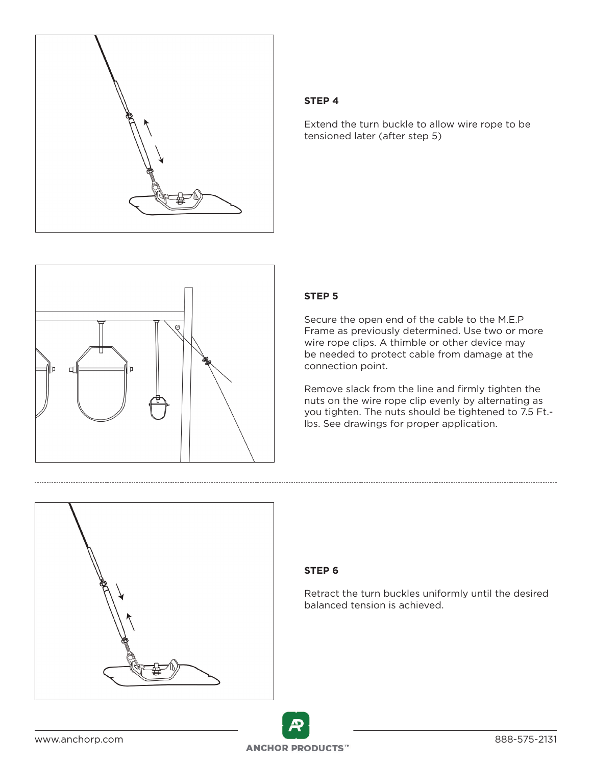## STEP 4

Extend the turn buckle to allow wire rope to be tensioned later (after step 5)

## STEP 5

Secure the open end of the cable to the M.E.P Frame as previously determined. Use two or more wire rope clips. A thimble or other device may be needed to protect cable from damage at the connection point.

Remove slack from the line and firmly tighten the nuts on the wire rope clip evenly by alternating as you tighten. The nuts should be tightened to 7.5 Ft.-lbs. See drawings for proper application.

## STEP 6

Retract the turn buckles uniformly until the desired balanced tension is achieved.